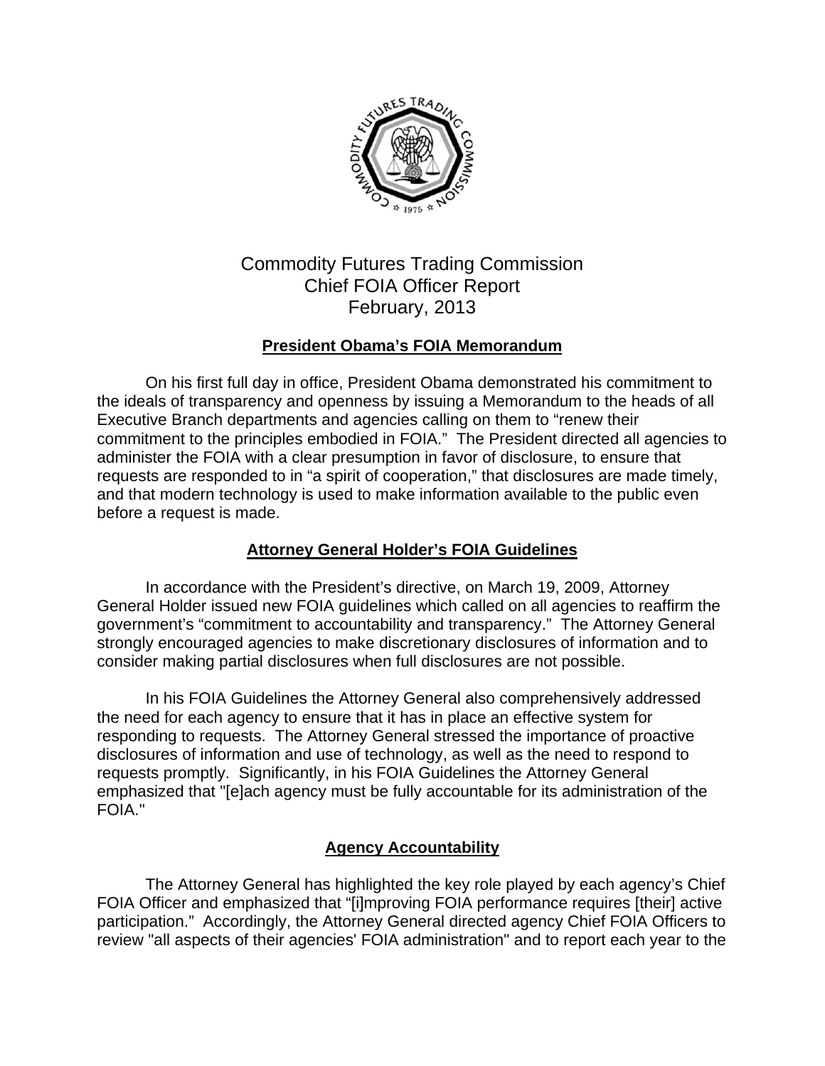# Commodity Futures Trading Commission
# Chief FOIA Officer Report
# February, 2013

## President Obama's FOIA Memorandum

On his first full day in office, President Obama demonstrated his commitment to the ideals of transparency and openness by issuing a Memorandum to the heads of all Executive Branch departments and agencies calling on them to "renew their commitment to the principles embodied in FOIA." The President directed all agencies to administer the FOIA with a clear presumption in favor of disclosure, to ensure that requests are responded to in "a spirit of cooperation," that disclosures are made timely, and that modern technology is used to make information available to the public even before a request is made.

## Attorney General Holder's FOIA Guidelines

In accordance with the President's directive, on March 19, 2009, Attorney General Holder issued new FOIA guidelines which called on all agencies to reaffirm the government's "commitment to accountability and transparency." The Attorney General strongly encouraged agencies to make discretionary disclosures of information and to consider making partial disclosures when full disclosures are not possible.

In his FOIA Guidelines the Attorney General also comprehensively addressed the need for each agency to ensure that it has in place an effective system for responding to requests. The Attorney General stressed the importance of proactive disclosures of information and use of technology, as well as the need to respond to requests promptly. Significantly, in his FOIA Guidelines the Attorney General emphasized that "[e]ach agency must be fully accountable for its administration of the FOIA."

## Agency Accountability

The Attorney General has highlighted the key role played by each agency's Chief FOIA Officer and emphasized that "[i]mproving FOIA performance requires [their] active participation." Accordingly, the Attorney General directed agency Chief FOIA Officers to review "all aspects of their agencies' FOIA administration" and to report each year to the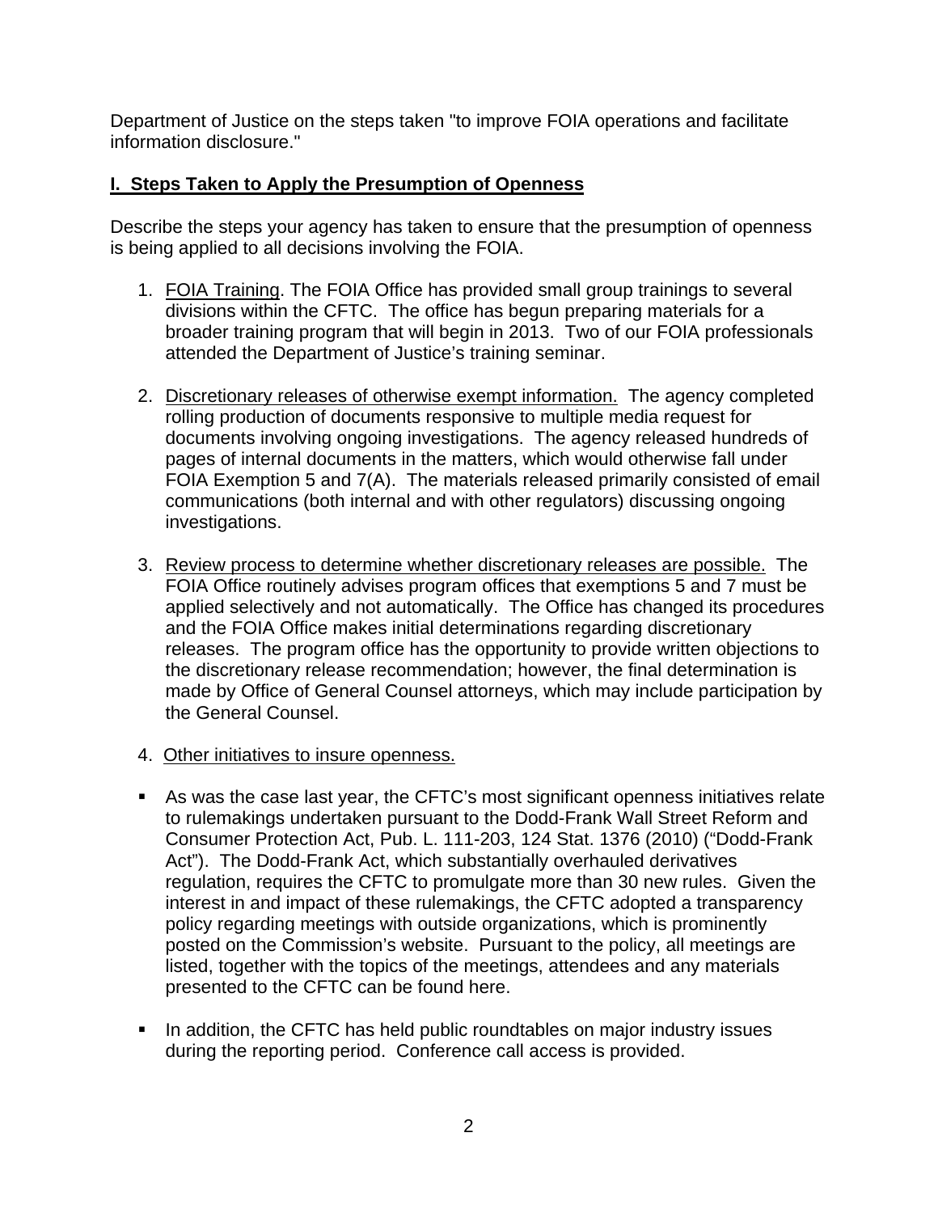Department of Justice on the steps taken "to improve FOIA operations and facilitate information disclosure."

## I. Steps Taken to Apply the Presumption of Openness

Describe the steps your agency has taken to ensure that the presumption of openness is being applied to all decisions involving the FOIA.

1. FOIA Training. The FOIA Office has provided small group trainings to several divisions within the CFTC. The office has begun preparing materials for a broader training program that will begin in 2013. Two of our FOIA professionals attended the Department of Justice's training seminar.

2. Discretionary releases of otherwise exempt information. The agency completed rolling production of documents responsive to multiple media request for documents involving ongoing investigations. The agency released hundreds of pages of internal documents in the matters, which would otherwise fall under FOIA Exemption 5 and 7(A). The materials released primarily consisted of email communications (both internal and with other regulators) discussing ongoing investigations.

3. Review process to determine whether discretionary releases are possible. The FOIA Office routinely advises program offices that exemptions 5 and 7 must be applied selectively and not automatically. The Office has changed its procedures and the FOIA Office makes initial determinations regarding discretionary releases. The program office has the opportunity to provide written objections to the discretionary release recommendation; however, the final determination is made by Office of General Counsel attorneys, which may include participation by the General Counsel.

4. Other initiatives to insure openness.

- As was the case last year, the CFTC's most significant openness initiatives relate to rulemakings undertaken pursuant to the Dodd-Frank Wall Street Reform and Consumer Protection Act, Pub. L. 111-203, 124 Stat. 1376 (2010) ("Dodd-Frank Act"). The Dodd-Frank Act, which substantially overhauled derivatives regulation, requires the CFTC to promulgate more than 30 new rules. Given the interest in and impact of these rulemakings, the CFTC adopted a transparency policy regarding meetings with outside organizations, which is prominently posted on the Commission's website. Pursuant to the policy, all meetings are listed, together with the topics of the meetings, attendees and any materials presented to the CFTC can be found here.

- In addition, the CFTC has held public roundtables on major industry issues during the reporting period. Conference call access is provided.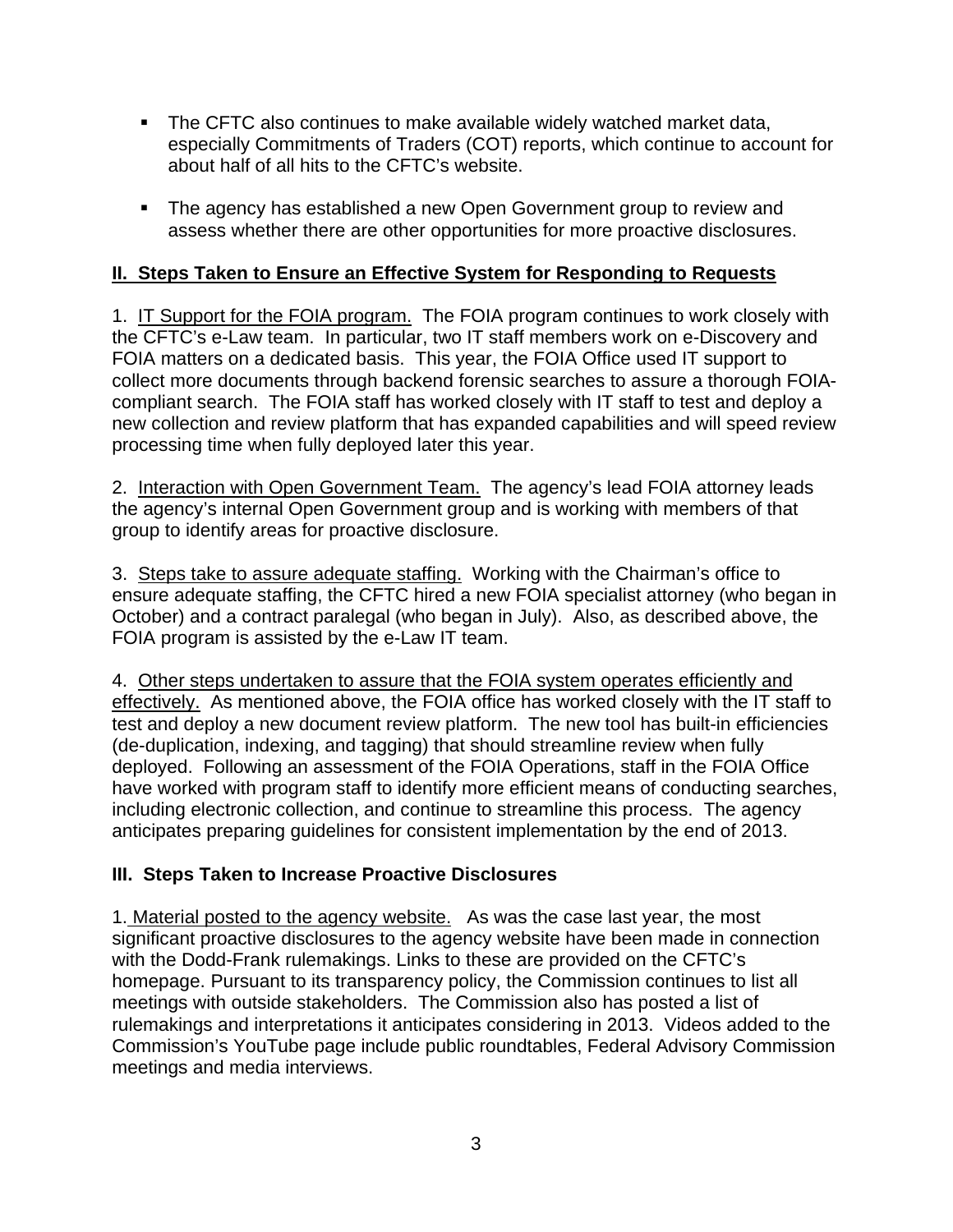- The CFTC also continues to make available widely watched market data, especially Commitments of Traders (COT) reports, which continue to account for about half of all hits to the CFTC's website.
- The agency has established a new Open Government group to review and assess whether there are other opportunities for more proactive disclosures.

## II. Steps Taken to Ensure an Effective System for Responding to Requests

1. IT Support for the FOIA program. The FOIA program continues to work closely with the CFTC's e-Law team. In particular, two IT staff members work on e-Discovery and FOIA matters on a dedicated basis. This year, the FOIA Office used IT support to collect more documents through backend forensic searches to assure a thorough FOIA-compliant search. The FOIA staff has worked closely with IT staff to test and deploy a new collection and review platform that has expanded capabilities and will speed review processing time when fully deployed later this year.

2. Interaction with Open Government Team. The agency's lead FOIA attorney leads the agency's internal Open Government group and is working with members of that group to identify areas for proactive disclosure.

3. Steps take to assure adequate staffing. Working with the Chairman's office to ensure adequate staffing, the CFTC hired a new FOIA specialist attorney (who began in October) and a contract paralegal (who began in July). Also, as described above, the FOIA program is assisted by the e-Law IT team.

4. Other steps undertaken to assure that the FOIA system operates efficiently and effectively. As mentioned above, the FOIA office has worked closely with the IT staff to test and deploy a new document review platform. The new tool has built-in efficiencies (de-duplication, indexing, and tagging) that should streamline review when fully deployed. Following an assessment of the FOIA Operations, staff in the FOIA Office have worked with program staff to identify more efficient means of conducting searches, including electronic collection, and continue to streamline this process. The agency anticipates preparing guidelines for consistent implementation by the end of 2013.

## III. Steps Taken to Increase Proactive Disclosures

1. Material posted to the agency website. As was the case last year, the most significant proactive disclosures to the agency website have been made in connection with the Dodd-Frank rulemakings. Links to these are provided on the CFTC's homepage. Pursuant to its transparency policy, the Commission continues to list all meetings with outside stakeholders. The Commission also has posted a list of rulemakings and interpretations it anticipates considering in 2013. Videos added to the Commission's YouTube page include public roundtables, Federal Advisory Commission meetings and media interviews.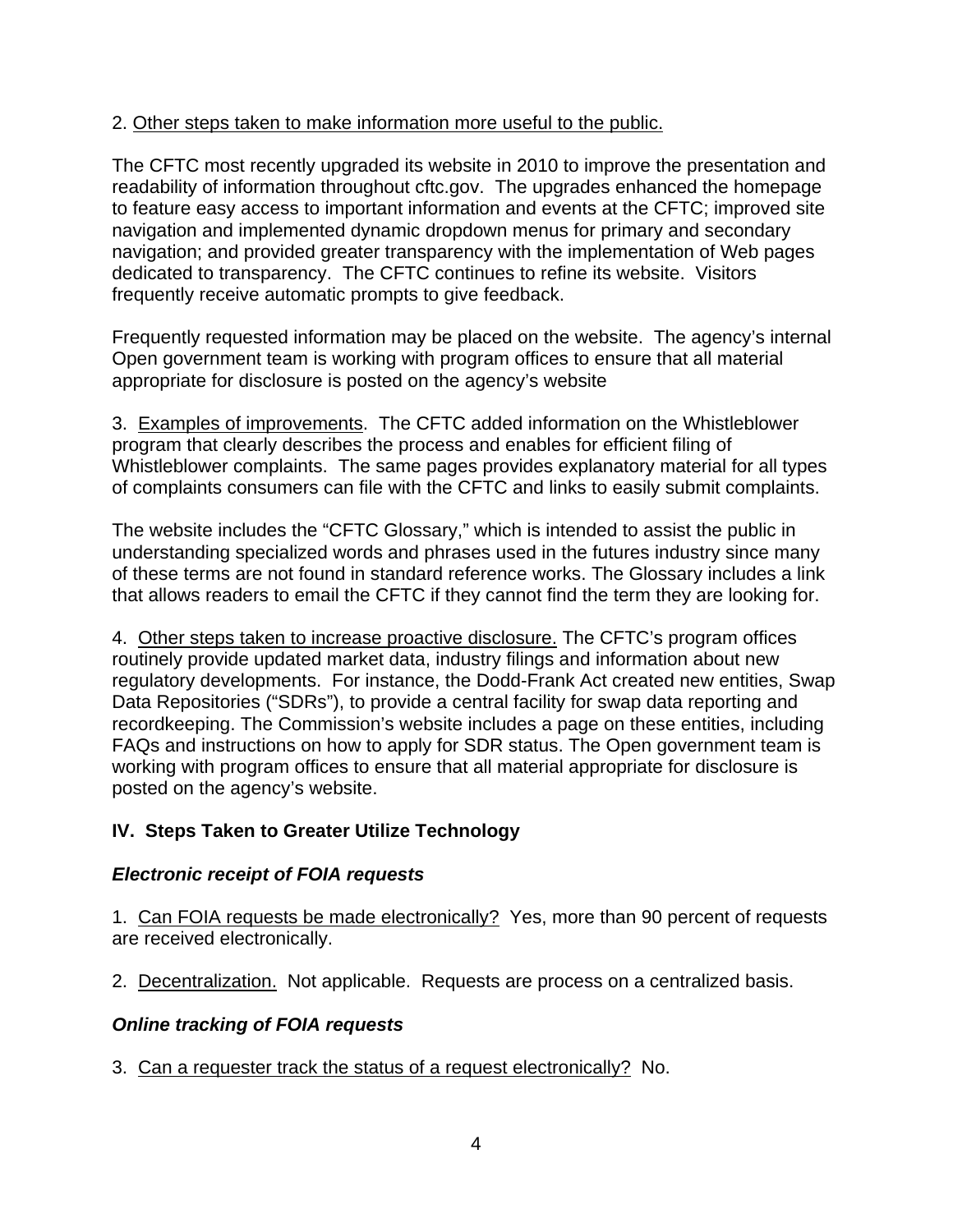2. Other steps taken to make information more useful to the public.

The CFTC most recently upgraded its website in 2010 to improve the presentation and readability of information throughout cftc.gov. The upgrades enhanced the homepage to feature easy access to important information and events at the CFTC; improved site navigation and implemented dynamic dropdown menus for primary and secondary navigation; and provided greater transparency with the implementation of Web pages dedicated to transparency. The CFTC continues to refine its website. Visitors frequently receive automatic prompts to give feedback.

Frequently requested information may be placed on the website. The agency's internal Open government team is working with program offices to ensure that all material appropriate for disclosure is posted on the agency's website

3. Examples of improvements. The CFTC added information on the Whistleblower program that clearly describes the process and enables for efficient filing of Whistleblower complaints. The same pages provides explanatory material for all types of complaints consumers can file with the CFTC and links to easily submit complaints.

The website includes the "CFTC Glossary," which is intended to assist the public in understanding specialized words and phrases used in the futures industry since many of these terms are not found in standard reference works. The Glossary includes a link that allows readers to email the CFTC if they cannot find the term they are looking for.

4. Other steps taken to increase proactive disclosure. The CFTC's program offices routinely provide updated market data, industry filings and information about new regulatory developments. For instance, the Dodd-Frank Act created new entities, Swap Data Repositories ("SDRs"), to provide a central facility for swap data reporting and recordkeeping. The Commission's website includes a page on these entities, including FAQs and instructions on how to apply for SDR status. The Open government team is working with program offices to ensure that all material appropriate for disclosure is posted on the agency's website.

## IV. Steps Taken to Greater Utilize Technology

### *Electronic receipt of FOIA requests*

1. Can FOIA requests be made electronically? Yes, more than 90 percent of requests are received electronically.

2. Decentralization. Not applicable. Requests are process on a centralized basis.

### *Online tracking of FOIA requests*

3. Can a requester track the status of a request electronically? No.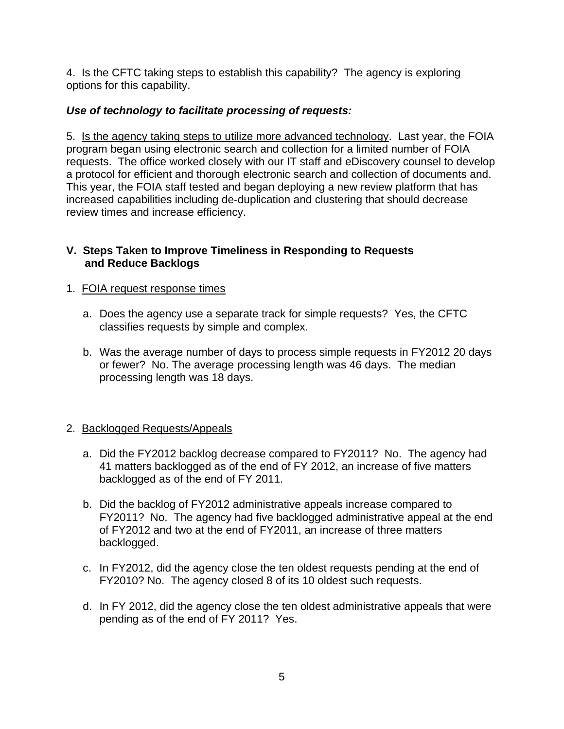4. Is the CFTC taking steps to establish this capability? The agency is exploring options for this capability.

***Use of technology to facilitate processing of requests:***

5. Is the agency taking steps to utilize more advanced technology. Last year, the FOIA program began using electronic search and collection for a limited number of FOIA requests. The office worked closely with our IT staff and eDiscovery counsel to develop a protocol for efficient and thorough electronic search and collection of documents and. This year, the FOIA staff tested and began deploying a new review platform that has increased capabilities including de-duplication and clustering that should decrease review times and increase efficiency.

## V. Steps Taken to Improve Timeliness in Responding to Requests and Reduce Backlogs

1. FOIA request response times

   a. Does the agency use a separate track for simple requests? Yes, the CFTC classifies requests by simple and complex.

   b. Was the average number of days to process simple requests in FY2012 20 days or fewer? No. The average processing length was 46 days. The median processing length was 18 days.

2. Backlogged Requests/Appeals

   a. Did the FY2012 backlog decrease compared to FY2011? No. The agency had 41 matters backlogged as of the end of FY 2012, an increase of five matters backlogged as of the end of FY 2011.

   b. Did the backlog of FY2012 administrative appeals increase compared to FY2011? No. The agency had five backlogged administrative appeal at the end of FY2012 and two at the end of FY2011, an increase of three matters backlogged.

   c. In FY2012, did the agency close the ten oldest requests pending at the end of FY2010? No. The agency closed 8 of its 10 oldest such requests.

   d. In FY 2012, did the agency close the ten oldest administrative appeals that were pending as of the end of FY 2011? Yes.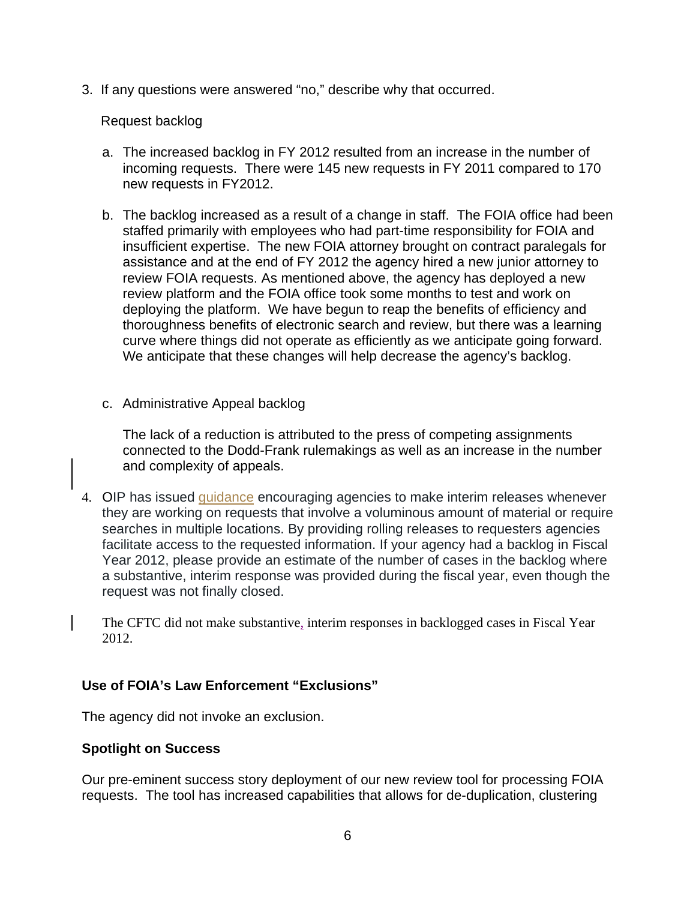3. If any questions were answered "no," describe why that occurred.

   Request backlog

   a. The increased backlog in FY 2012 resulted from an increase in the number of incoming requests. There were 145 new requests in FY 2011 compared to 170 new requests in FY2012.

   b. The backlog increased as a result of a change in staff. The FOIA office had been staffed primarily with employees who had part-time responsibility for FOIA and insufficient expertise. The new FOIA attorney brought on contract paralegals for assistance and at the end of FY 2012 the agency hired a new junior attorney to review FOIA requests. As mentioned above, the agency has deployed a new review platform and the FOIA office took some months to test and work on deploying the platform. We have begun to reap the benefits of efficiency and thoroughness benefits of electronic search and review, but there was a learning curve where things did not operate as efficiently as we anticipate going forward. We anticipate that these changes will help decrease the agency's backlog.

   c. Administrative Appeal backlog

      The lack of a reduction is attributed to the press of competing assignments connected to the Dodd-Frank rulemakings as well as an increase in the number and complexity of appeals.

4. OIP has issued guidance encouraging agencies to make interim releases whenever they are working on requests that involve a voluminous amount of material or require searches in multiple locations. By providing rolling releases to requesters agencies facilitate access to the requested information. If your agency had a backlog in Fiscal Year 2012, please provide an estimate of the number of cases in the backlog where a substantive, interim response was provided during the fiscal year, even though the request was not finally closed.

   The CFTC did not make substantive, interim responses in backlogged cases in Fiscal Year 2012.

### Use of FOIA's Law Enforcement "Exclusions"

The agency did not invoke an exclusion.

### Spotlight on Success

Our pre-eminent success story deployment of our new review tool for processing FOIA requests. The tool has increased capabilities that allows for de-duplication, clustering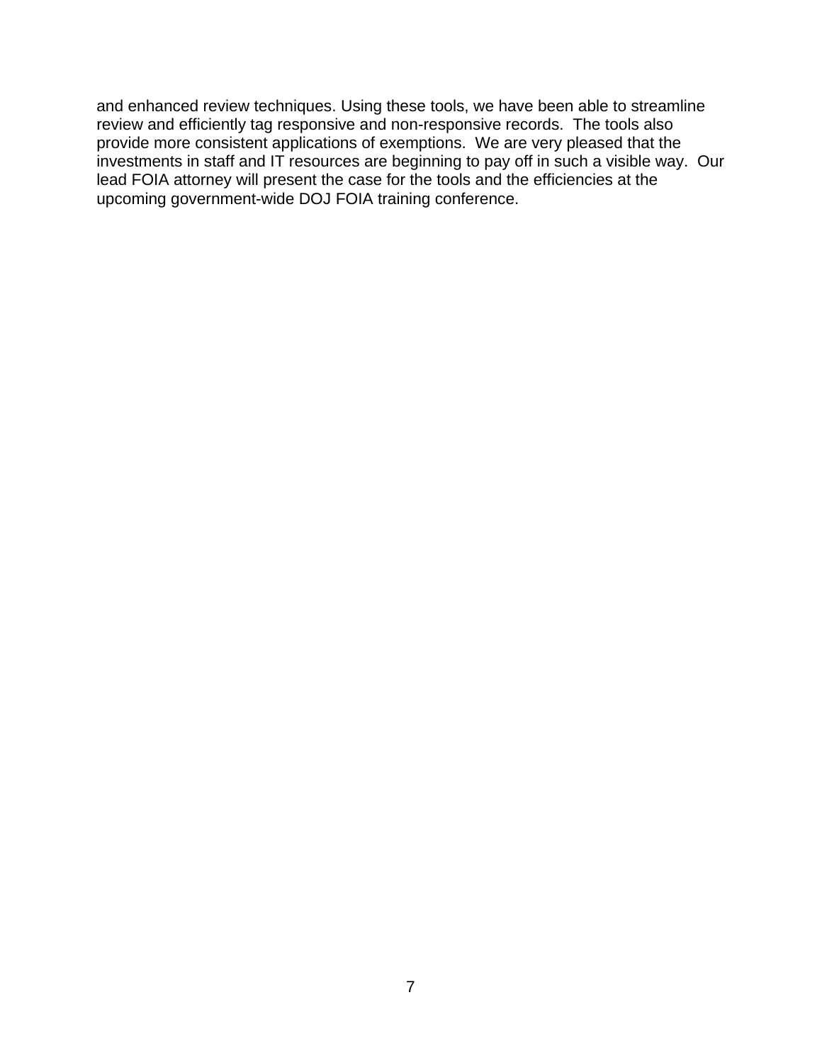and enhanced review techniques. Using these tools, we have been able to streamline review and efficiently tag responsive and non-responsive records. The tools also provide more consistent applications of exemptions. We are very pleased that the investments in staff and IT resources are beginning to pay off in such a visible way. Our lead FOIA attorney will present the case for the tools and the efficiencies at the upcoming government-wide DOJ FOIA training conference.